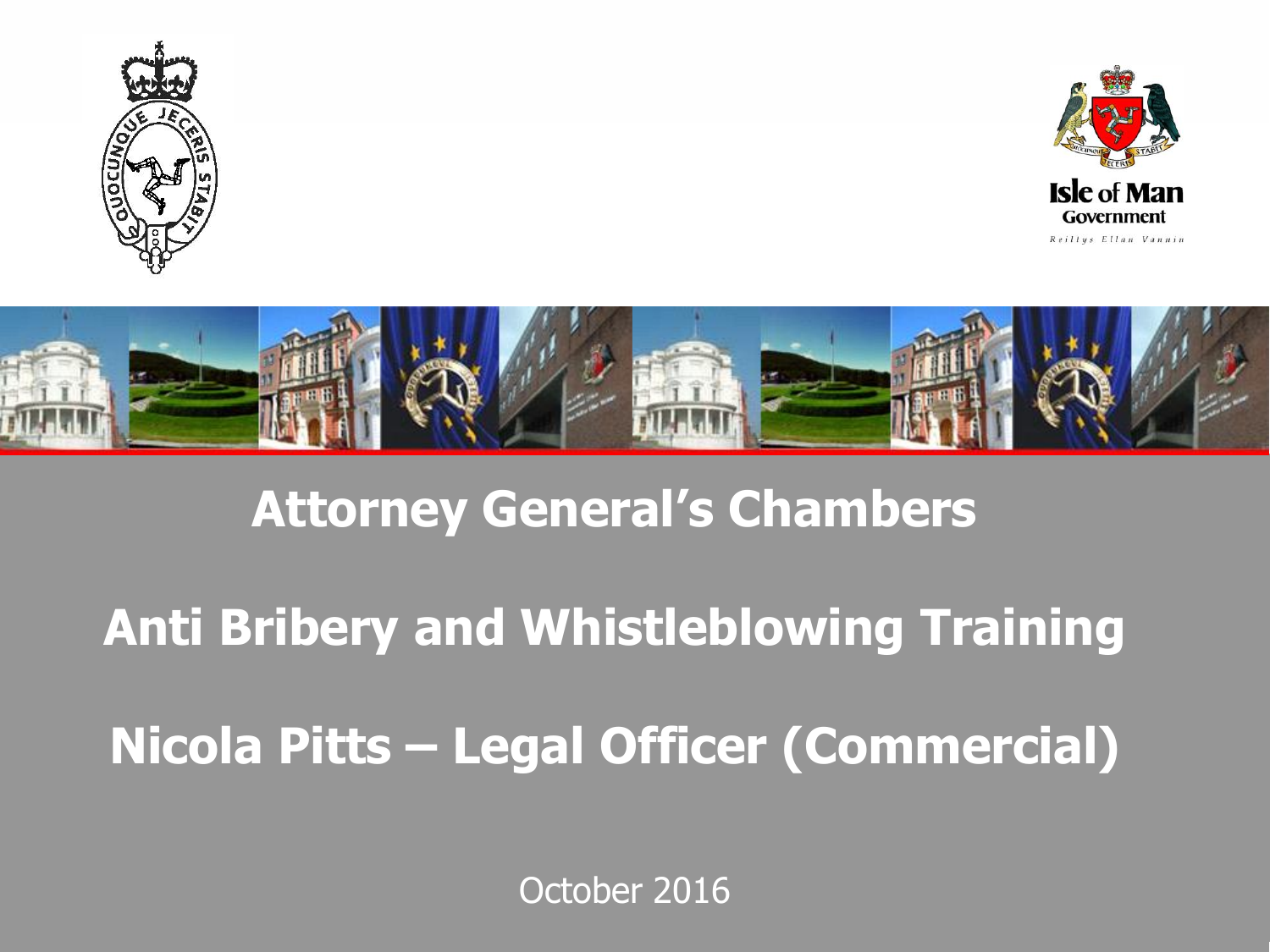Isle of Man Government

Reiltys Ellan Vannin

# Attorney General's Chambers

# Anti Bribery and Whistleblowing Training

## Nicola Pitts – Legal Officer (Commercial)

October 2016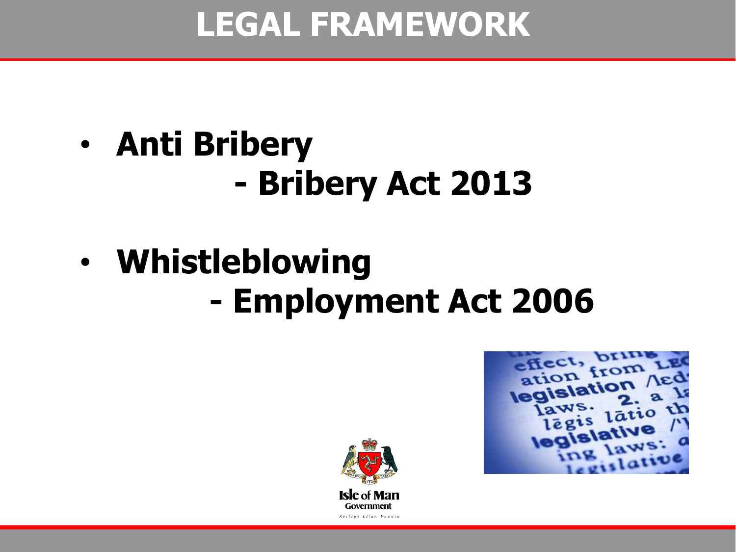# LEGAL FRAMEWORK

- **Anti Bribery**
  - **Bribery Act 2013**
- **Whistleblowing**
  - **Employment Act 2006**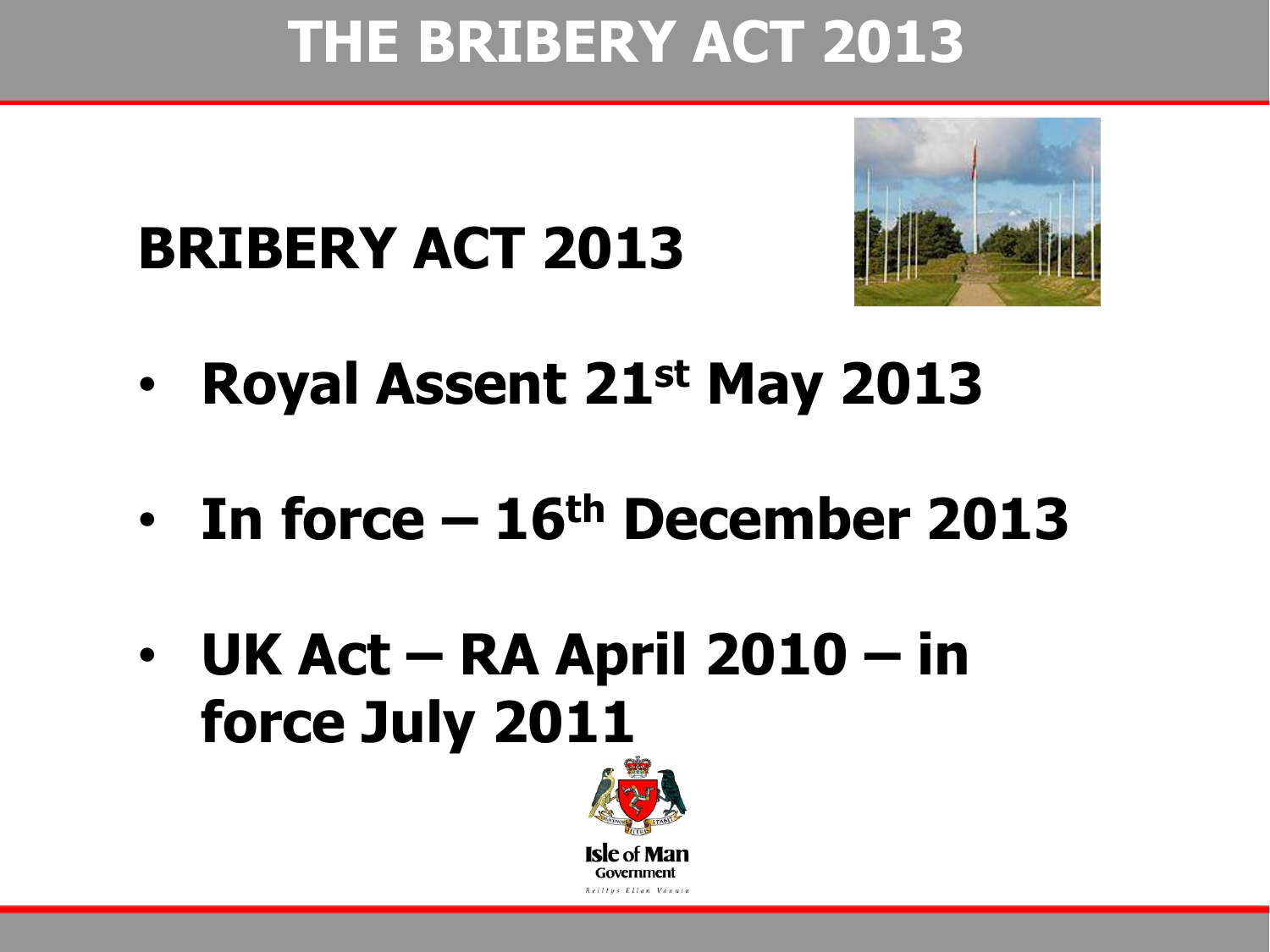# THE BRIBERY ACT 2013

## BRIBERY ACT 2013

- **Royal Assent 21st May 2013**
- **In force – 16th December 2013**
- **UK Act – RA April 2010 – in force July 2011**

Isle of Man Government
Reiltys Ellan Vannin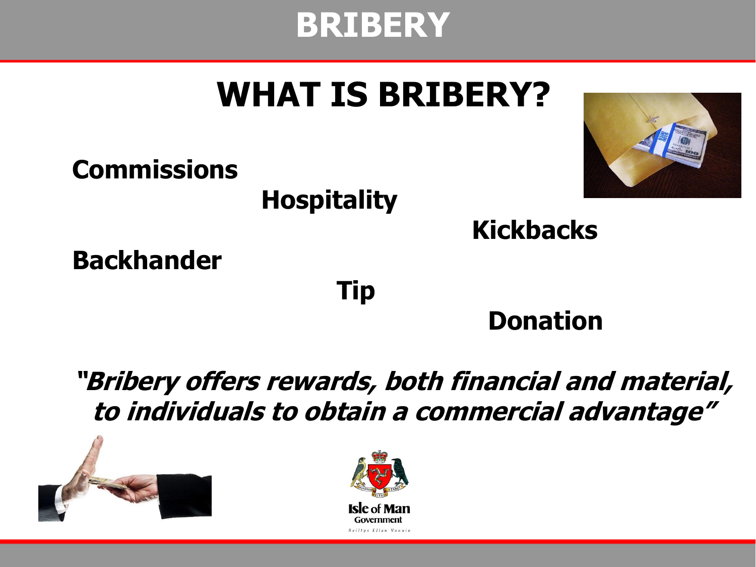# BRIBERY

## WHAT IS BRIBERY?

**Commissions**

**Hospitality**

**Kickbacks**

**Backhander**

**Tip**

**Donation**

***"Bribery offers rewards, both financial and material, to individuals to obtain a commercial advantage"***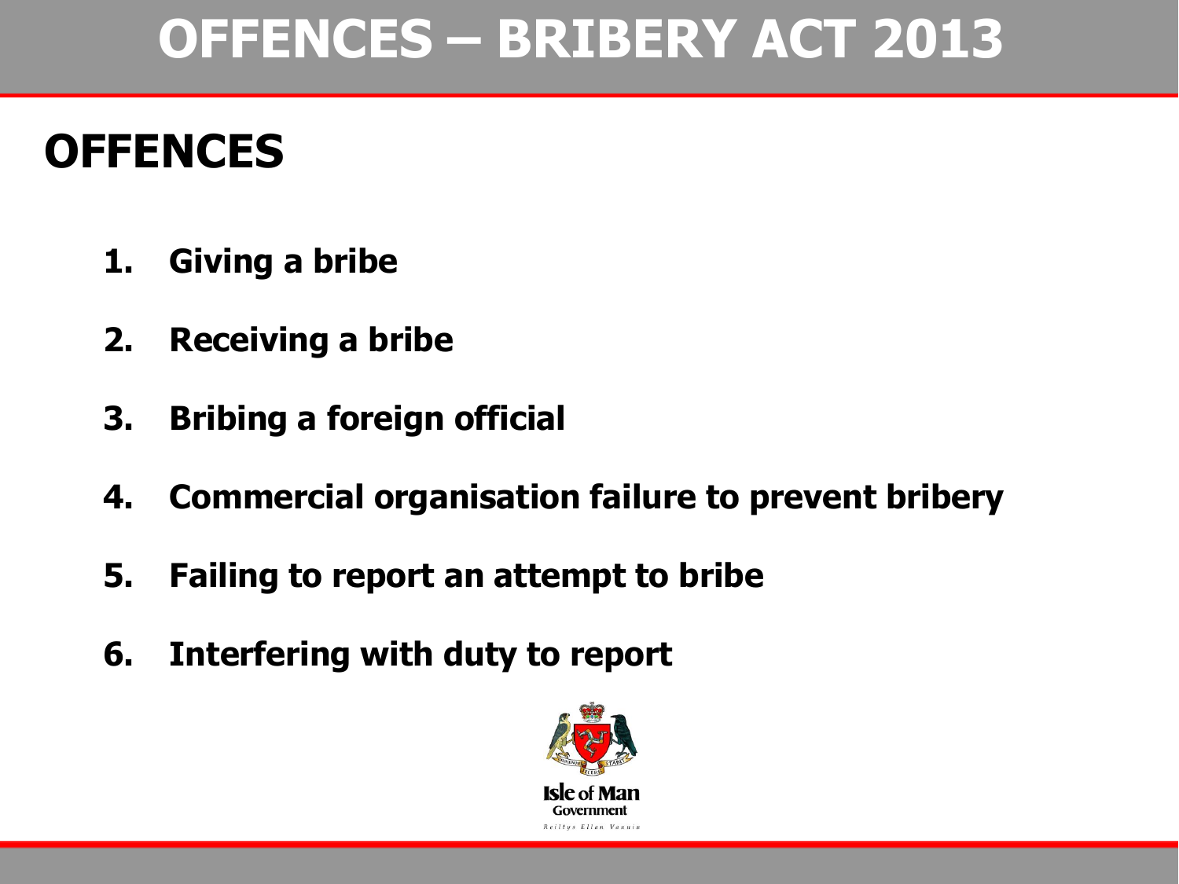# OFFENCES – BRIBERY ACT 2013

## OFFENCES

1. Giving a bribe
2. Receiving a bribe
3. Bribing a foreign official
4. Commercial organisation failure to prevent bribery
5. Failing to report an attempt to bribe
6. Interfering with duty to report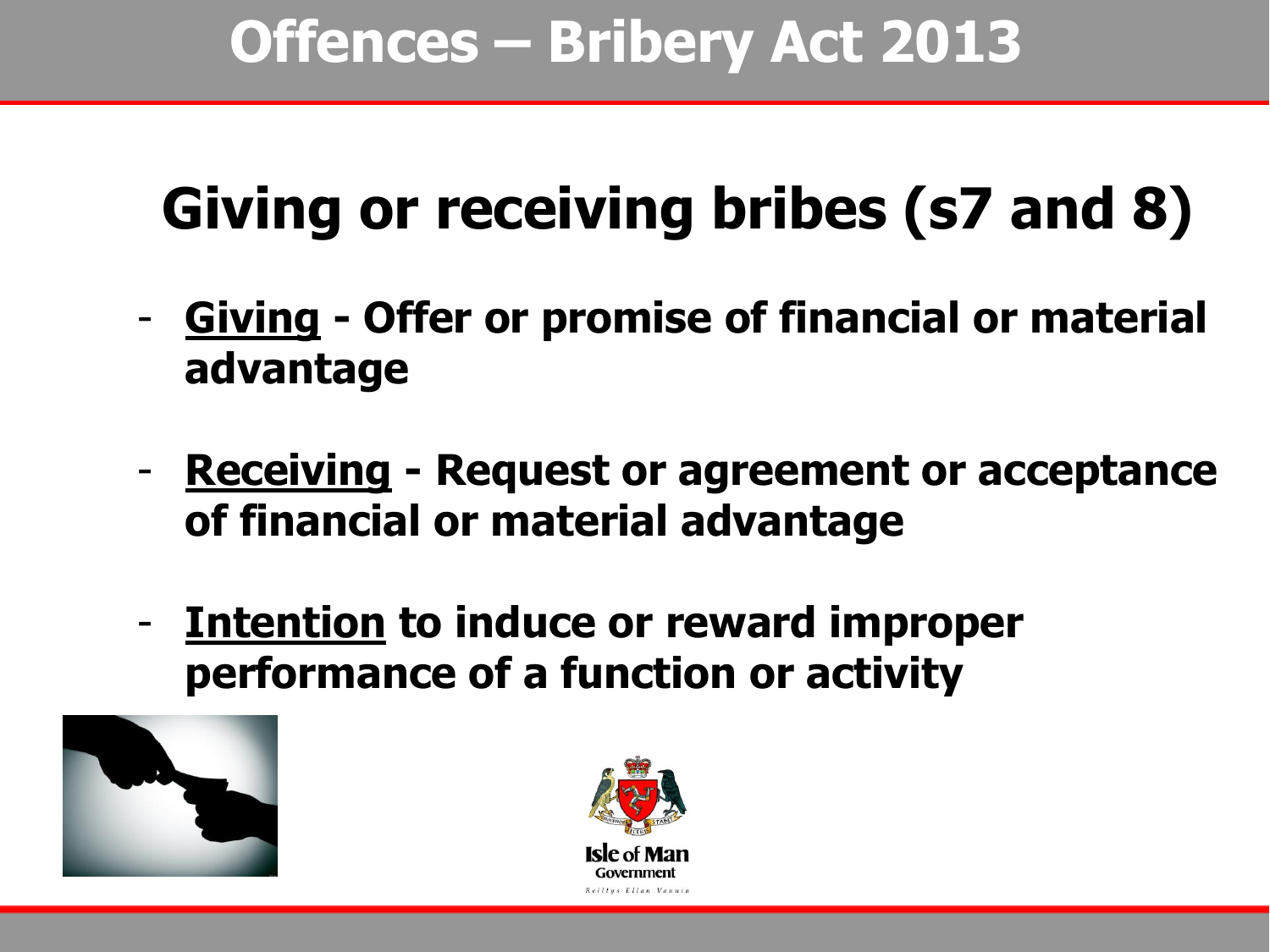# Offences – Bribery Act 2013

## Giving or receiving bribes (s7 and 8)

- **Giving** - Offer or promise of financial or material advantage
- **Receiving** - Request or agreement or acceptance of financial or material advantage
- **Intention** to induce or reward improper performance of a function or activity

Isle of Man Government
Reiltys Ellan Vannin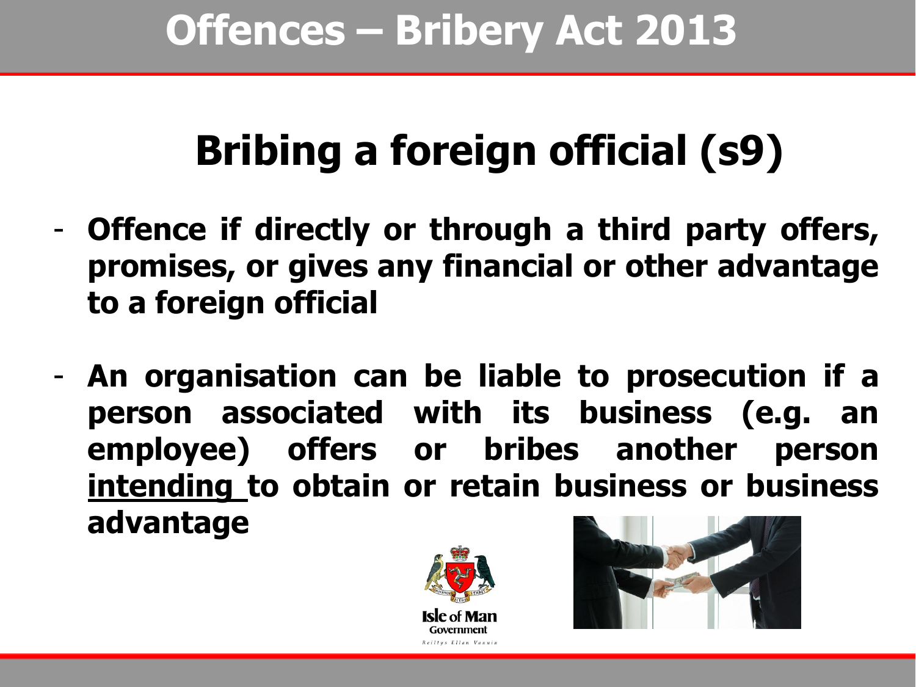# Offences – Bribery Act 2013

## Bribing a foreign official (s9)

- **Offence if directly or through a third party offers, promises, or gives any financial or other advantage to a foreign official**

- **An organisation can be liable to prosecution if a person associated with its business (e.g. an employee) offers or bribes another person <u>intending</u> to obtain or retain business or business advantage**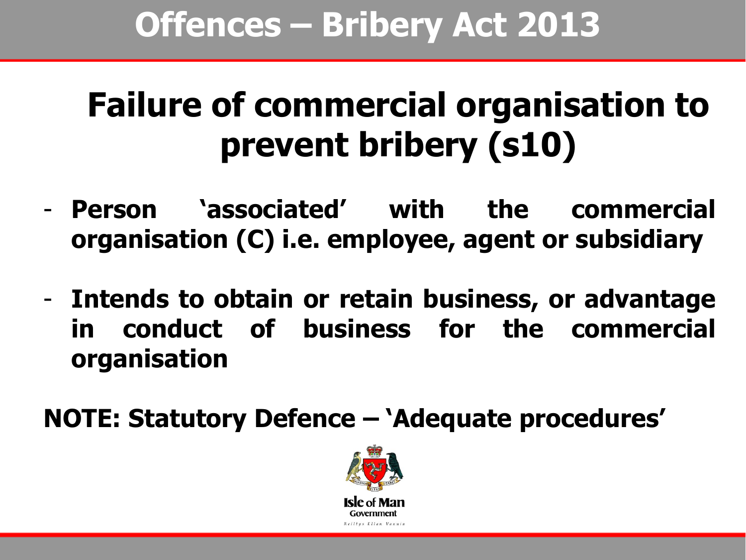# Offences – Bribery Act 2013

## Failure of commercial organisation to prevent bribery (s10)

- **Person 'associated' with the commercial organisation (C) i.e. employee, agent or subsidiary**
- **Intends to obtain or retain business, or advantage in conduct of business for the commercial organisation**

**NOTE: Statutory Defence – 'Adequate procedures'**

Isle of Man Government

Reiltys Ellan Vannin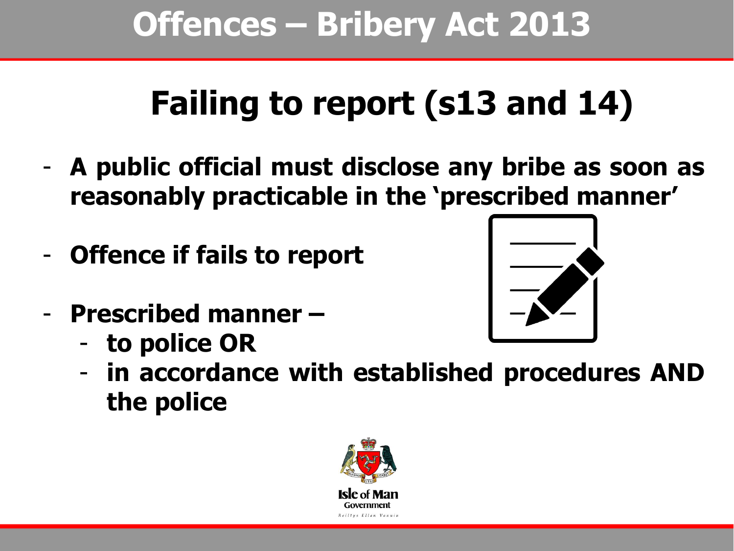# Offences – Bribery Act 2013

## Failing to report (s13 and 14)

- **A public official must disclose any bribe as soon as reasonably practicable in the 'prescribed manner'**
- **Offence if fails to report**
- **Prescribed manner –**
  - **to police OR**
  - **in accordance with established procedures AND the police**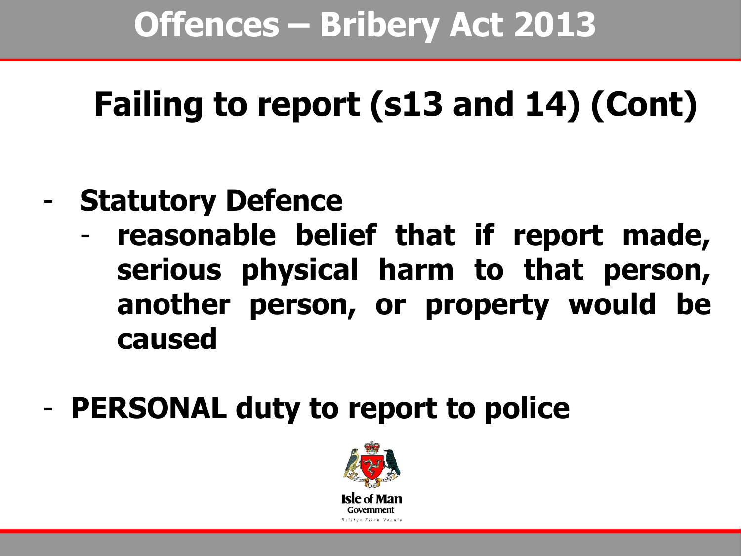# Offences – Bribery Act 2013

## Failing to report (s13 and 14) (Cont)

- **Statutory Defence**
  - **reasonable belief that if report made, serious physical harm to that person, another person, or property would be caused**

- **PERSONAL duty to report to police**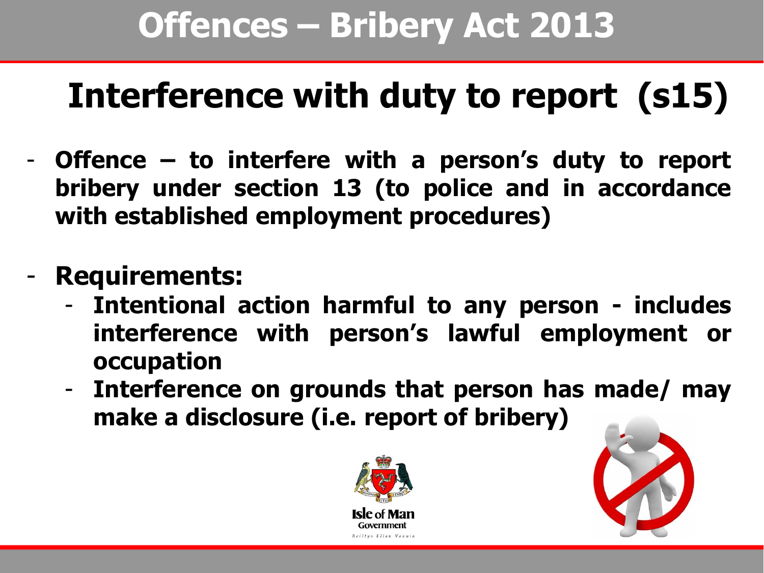# Offences – Bribery Act 2013

## Interference with duty to report (s15)

- **Offence – to interfere with a person's duty to report bribery under section 13 (to police and in accordance with established employment procedures)**

- **Requirements:**
  - **Intentional action harmful to any person - includes interference with person's lawful employment or occupation**
  - **Interference on grounds that person has made/ may make a disclosure (i.e. report of bribery)**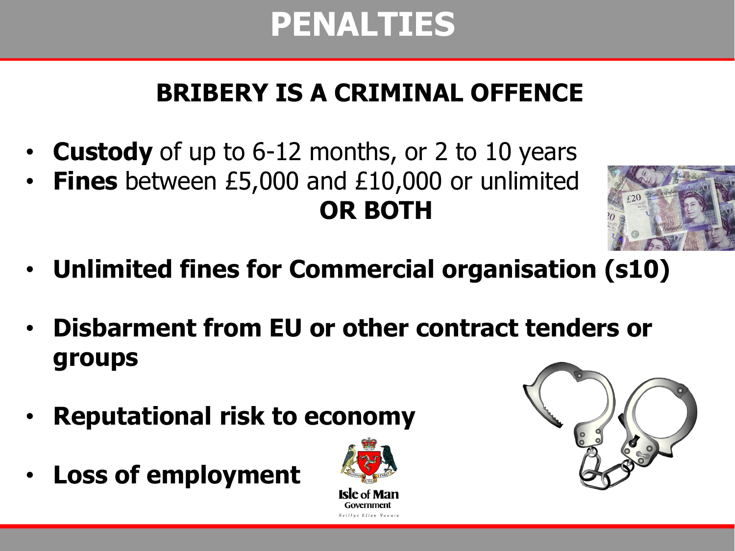# PENALTIES

## BRIBERY IS A CRIMINAL OFFENCE

- **Custody** of up to 6-12 months, or 2 to 10 years
- **Fines** between £5,000 and £10,000 or unlimited

**OR BOTH**

- **Unlimited fines for Commercial organisation (s10)**
- **Disbarment from EU or other contract tenders or groups**
- **Reputational risk to economy**
- **Loss of employment**

Isle of Man Government

Reiltys Ellan Vannin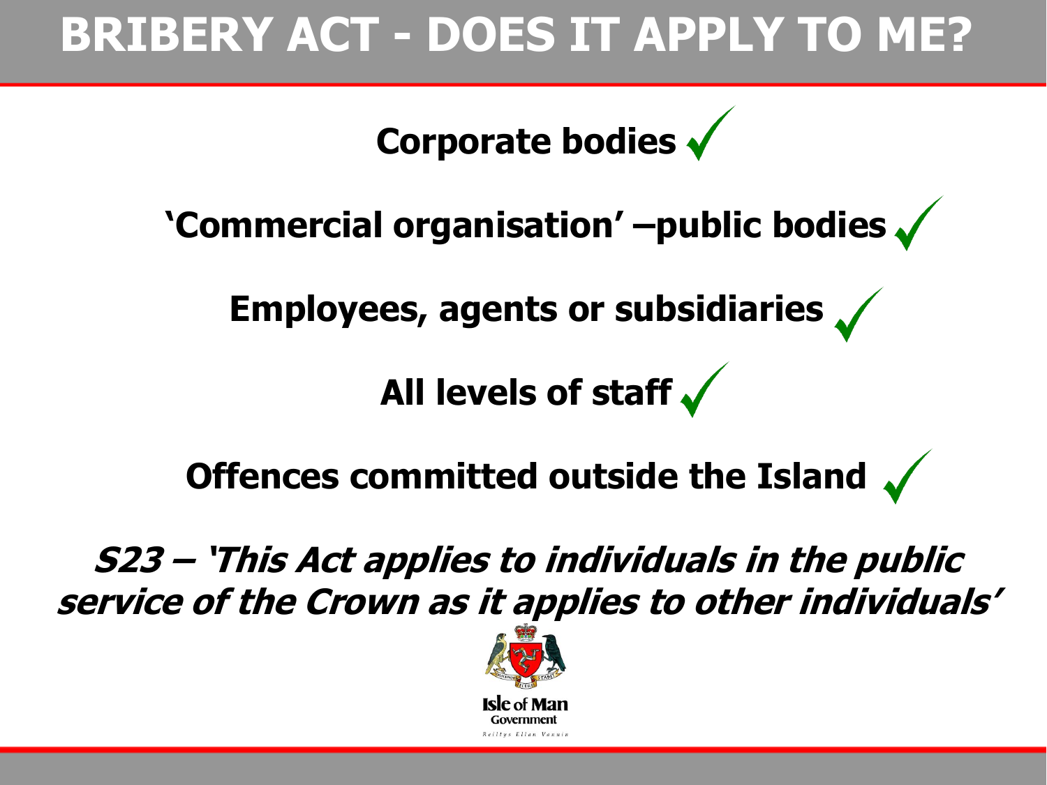# BRIBERY ACT - DOES IT APPLY TO ME?

**Corporate bodies ✓**

**'Commercial organisation' –public bodies ✓**

**Employees, agents or subsidiaries ✓**

**All levels of staff ✓**

**Offences committed outside the Island ✓**

***S23 – 'This Act applies to individuals in the public service of the Crown as it applies to other individuals'***

Isle of Man Government

Reiltys Ellan Vannin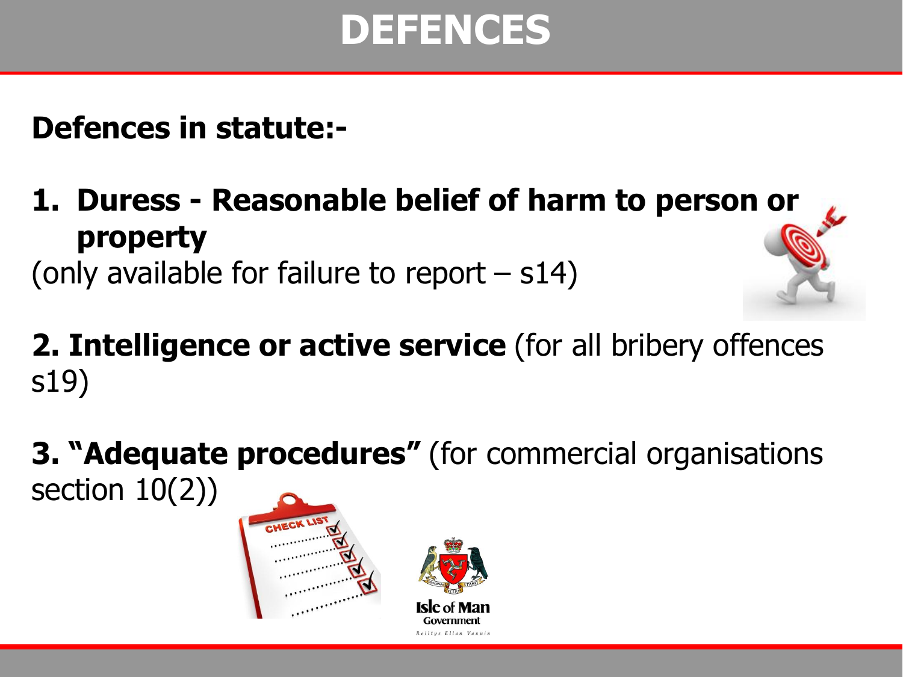# DEFENCES

**Defences in statute:-**

1. **Duress - Reasonable belief of harm to person or property**

(only available for failure to report – s14)

**2. Intelligence or active service** (for all bribery offences s19)

**3. "Adequate procedures"** (for commercial organisations section 10(2))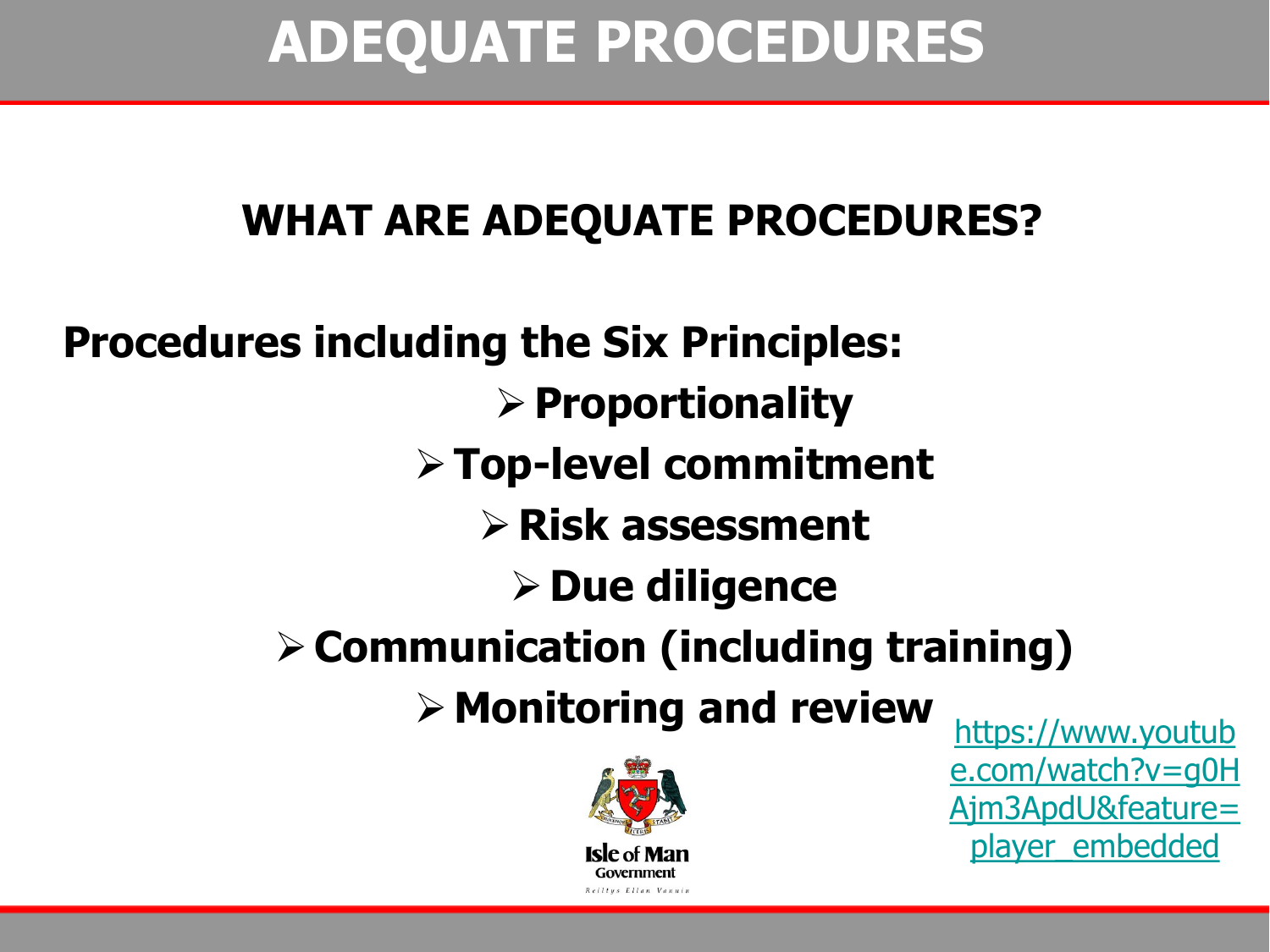# ADEQUATE PROCEDURES

## WHAT ARE ADEQUATE PROCEDURES?

**Procedures including the Six Principles:**

- **Proportionality**
- **Top-level commitment**
- **Risk assessment**
- **Due diligence**
- **Communication (including training)**
- **Monitoring and review**

https://www.youtube.com/watch?v=g0HAjm3ApdU&feature=player_embedded

Isle of Man Government

Reiltys Ellan Vannin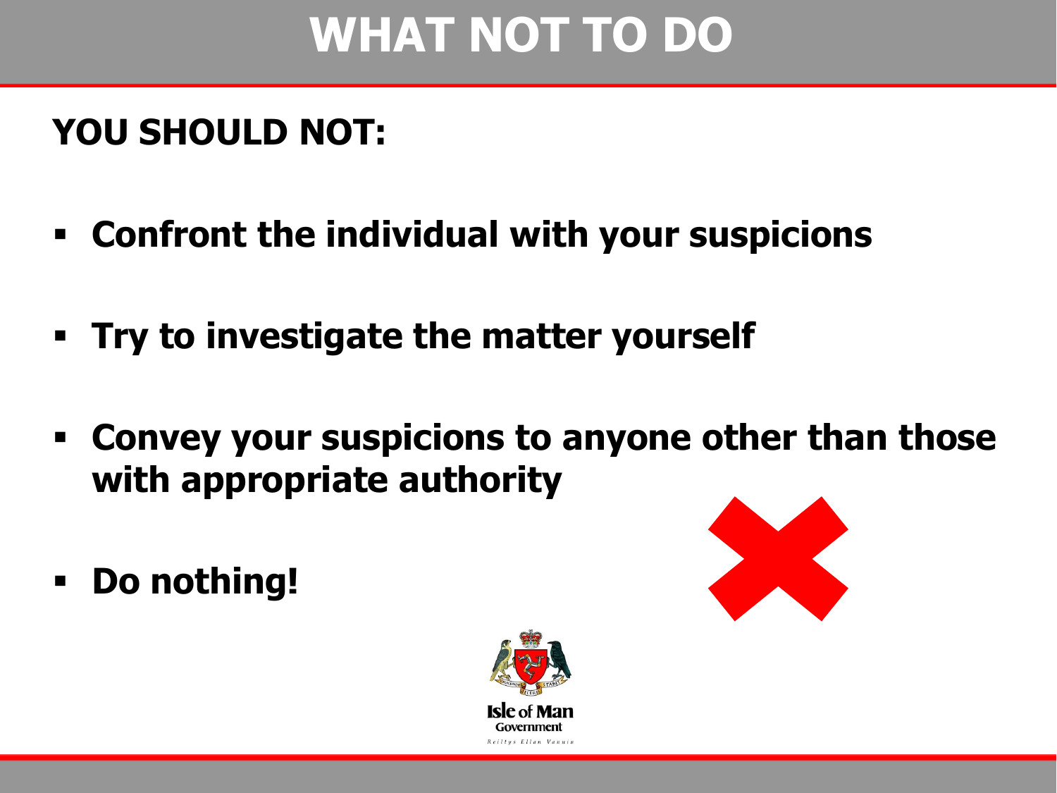# WHAT NOT TO DO

**YOU SHOULD NOT:**

- **Confront the individual with your suspicions**
- **Try to investigate the matter yourself**
- **Convey your suspicions to anyone other than those with appropriate authority**
- **Do nothing!**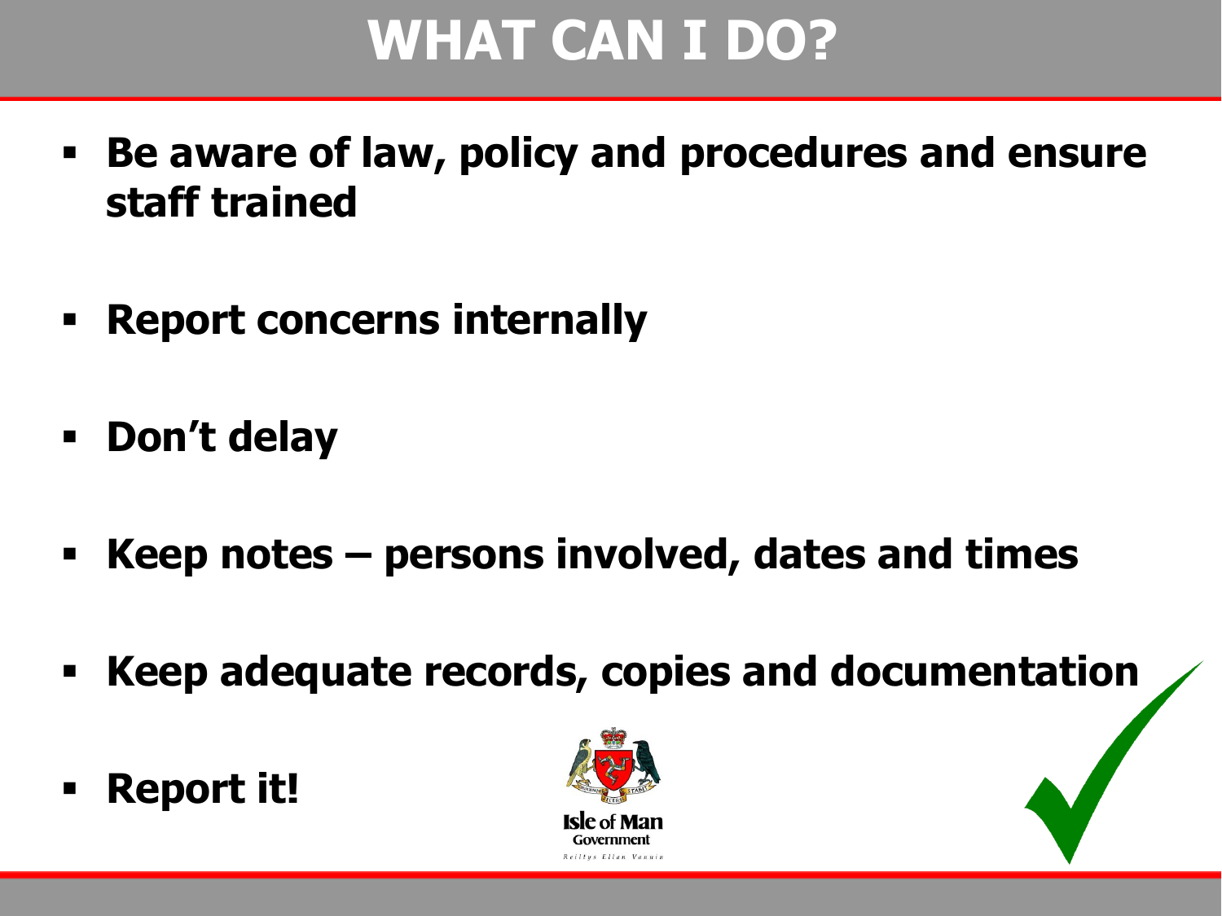# WHAT CAN I DO?

- **Be aware of law, policy and procedures and ensure staff trained**
- **Report concerns internally**
- **Don't delay**
- **Keep notes – persons involved, dates and times**
- **Keep adequate records, copies and documentation**
- **Report it!**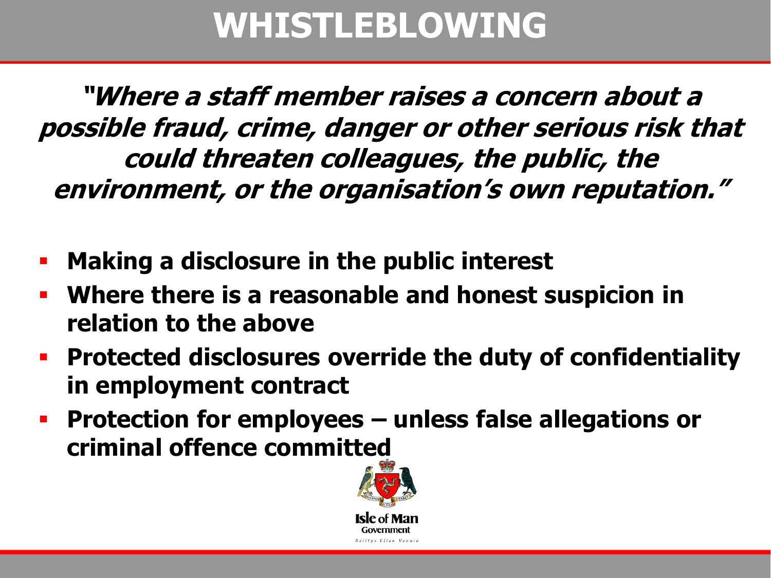# WHISTLEBLOWING

***"Where a staff member raises a concern about a possible fraud, crime, danger or other serious risk that could threaten colleagues, the public, the environment, or the organisation's own reputation."***

- **Making a disclosure in the public interest**
- **Where there is a reasonable and honest suspicion in relation to the above**
- **Protected disclosures override the duty of confidentiality in employment contract**
- **Protection for employees – unless false allegations or criminal offence committed**

Isle of Man Government
Reiltys Ellan Vannin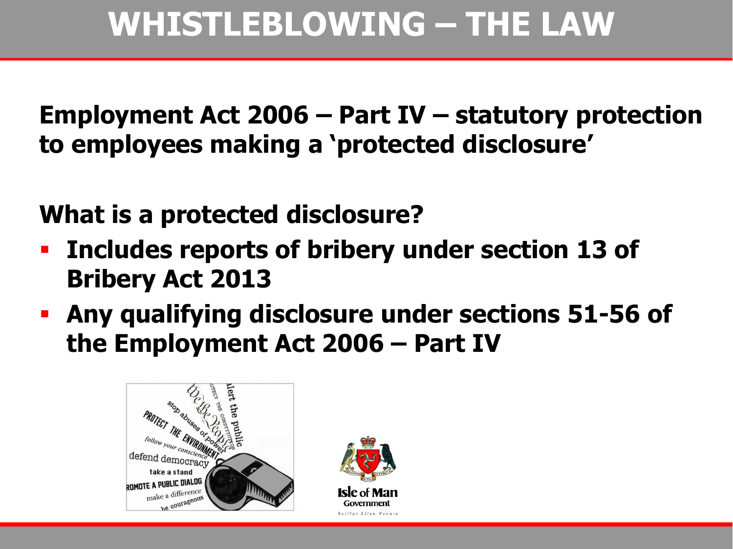# WHISTLEBLOWING – THE LAW

**Employment Act 2006 – Part IV – statutory protection to employees making a 'protected disclosure'**

**What is a protected disclosure?**

- **Includes reports of bribery under section 13 of Bribery Act 2013**
- **Any qualifying disclosure under sections 51-56 of the Employment Act 2006 – Part IV**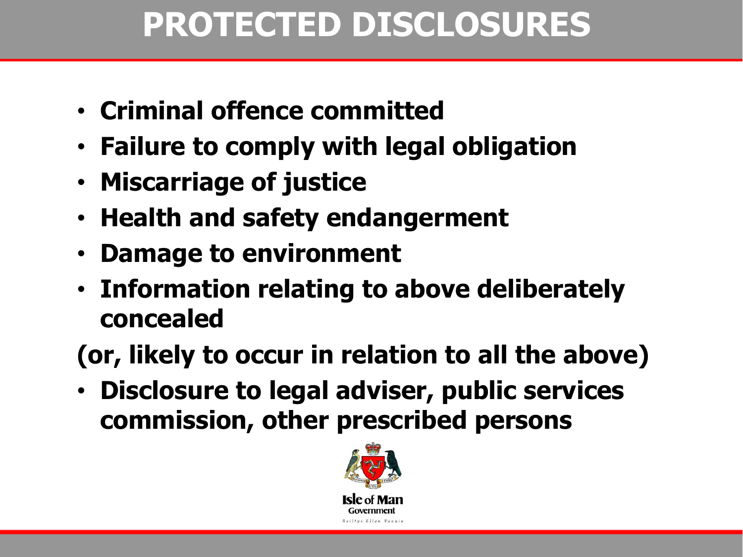# PROTECTED DISCLOSURES

- **Criminal offence committed**
- **Failure to comply with legal obligation**
- **Miscarriage of justice**
- **Health and safety endangerment**
- **Damage to environment**
- **Information relating to above deliberately concealed**

**(or, likely to occur in relation to all the above)**

- **Disclosure to legal adviser, public services commission, other prescribed persons**

Isle of Man Government

Reiltys Ellan Vannin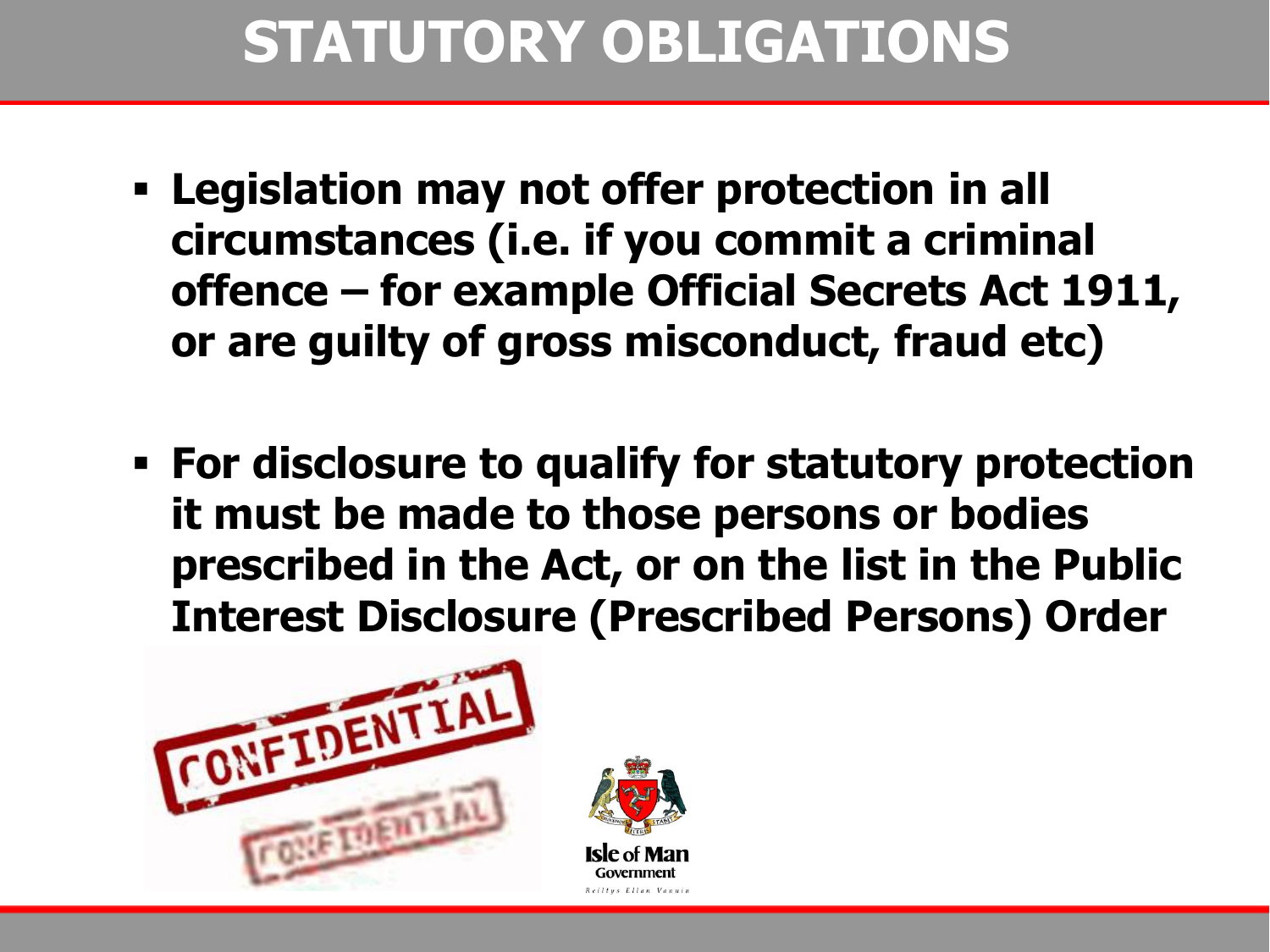# STATUTORY OBLIGATIONS

- **Legislation may not offer protection in all circumstances (i.e. if you commit a criminal offence – for example Official Secrets Act 1911, or are guilty of gross misconduct, fraud etc)**

- **For disclosure to qualify for statutory protection it must be made to those persons or bodies prescribed in the Act, or on the list in the Public Interest Disclosure (Prescribed Persons) Order**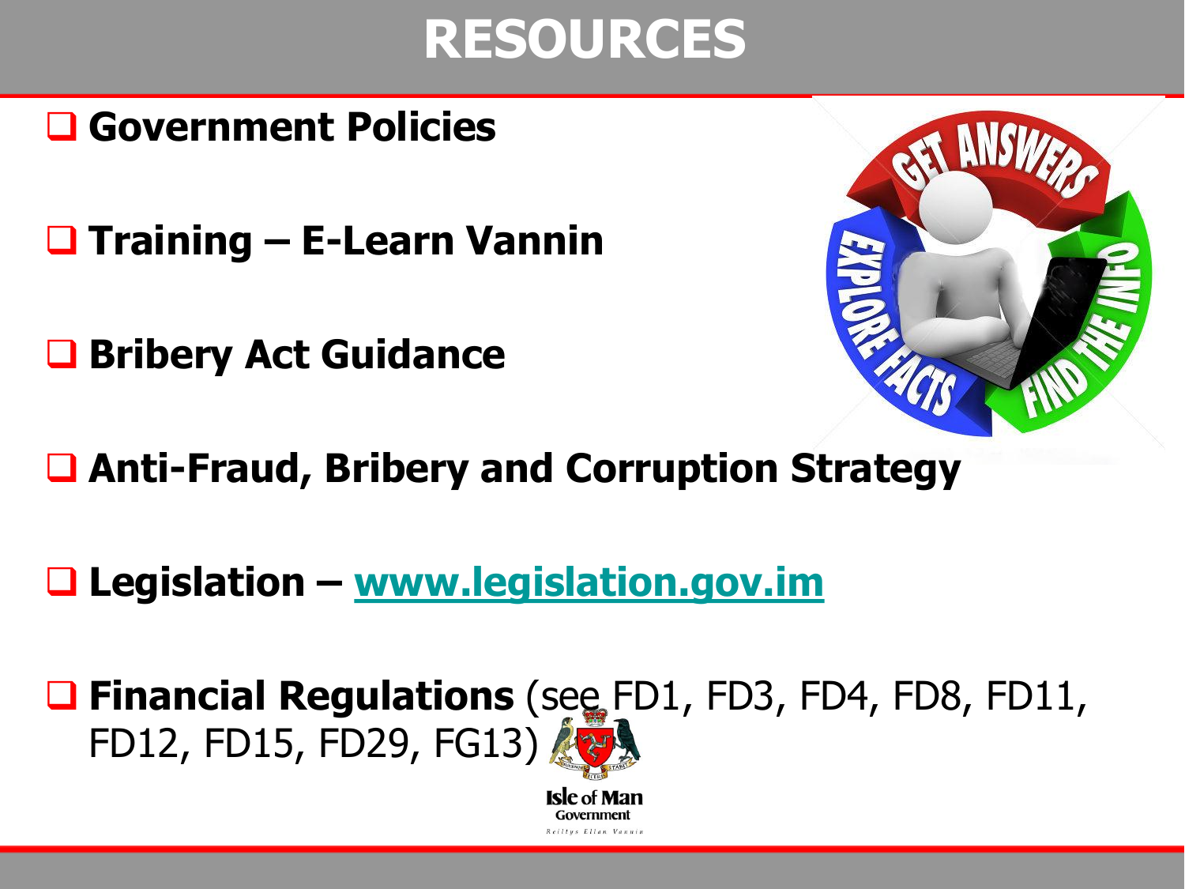# RESOURCES

- **Government Policies**
- **Training – E-Learn Vannin**
- **Bribery Act Guidance**
- **Anti-Fraud, Bribery and Corruption Strategy**
- **Legislation – [www.legislation.gov.im](http://www.legislation.gov.im)**
- **Financial Regulations** (see FD1, FD3, FD4, FD8, FD11, FD12, FD15, FD29, FG13)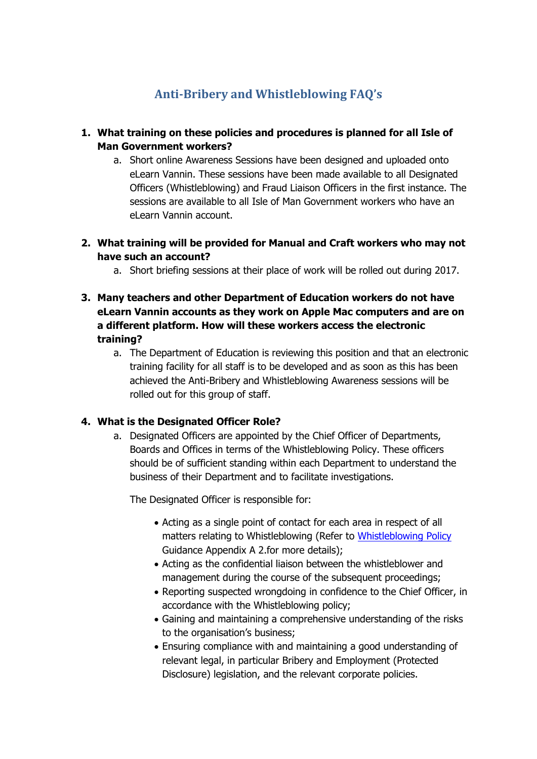# Anti-Bribery and Whistleblowing FAQ's

1. **What training on these policies and procedures is planned for all Isle of Man Government workers?**
    a. Short online Awareness Sessions have been designed and uploaded onto eLearn Vannin. These sessions have been made available to all Designated Officers (Whistleblowing) and Fraud Liaison Officers in the first instance. The sessions are available to all Isle of Man Government workers who have an eLearn Vannin account.

2. **What training will be provided for Manual and Craft workers who may not have such an account?**
    a. Short briefing sessions at their place of work will be rolled out during 2017.

3. **Many teachers and other Department of Education workers do not have eLearn Vannin accounts as they work on Apple Mac computers and are on a different platform. How will these workers access the electronic training?**
    a. The Department of Education is reviewing this position and that an electronic training facility for all staff is to be developed and as soon as this has been achieved the Anti-Bribery and Whistleblowing Awareness sessions will be rolled out for this group of staff.

4. **What is the Designated Officer Role?**
    a. Designated Officers are appointed by the Chief Officer of Departments, Boards and Offices in terms of the Whistleblowing Policy. These officers should be of sufficient standing within each Department to understand the business of their Department and to facilitate investigations.

       The Designated Officer is responsible for:

        - Acting as a single point of contact for each area in respect of all matters relating to Whistleblowing (Refer to Whistleblowing Policy Guidance Appendix A 2.for more details);
        - Acting as the confidential liaison between the whistleblower and management during the course of the subsequent proceedings;
        - Reporting suspected wrongdoing in confidence to the Chief Officer, in accordance with the Whistleblowing policy;
        - Gaining and maintaining a comprehensive understanding of the risks to the organisation's business;
        - Ensuring compliance with and maintaining a good understanding of relevant legal, in particular Bribery and Employment (Protected Disclosure) legislation, and the relevant corporate policies.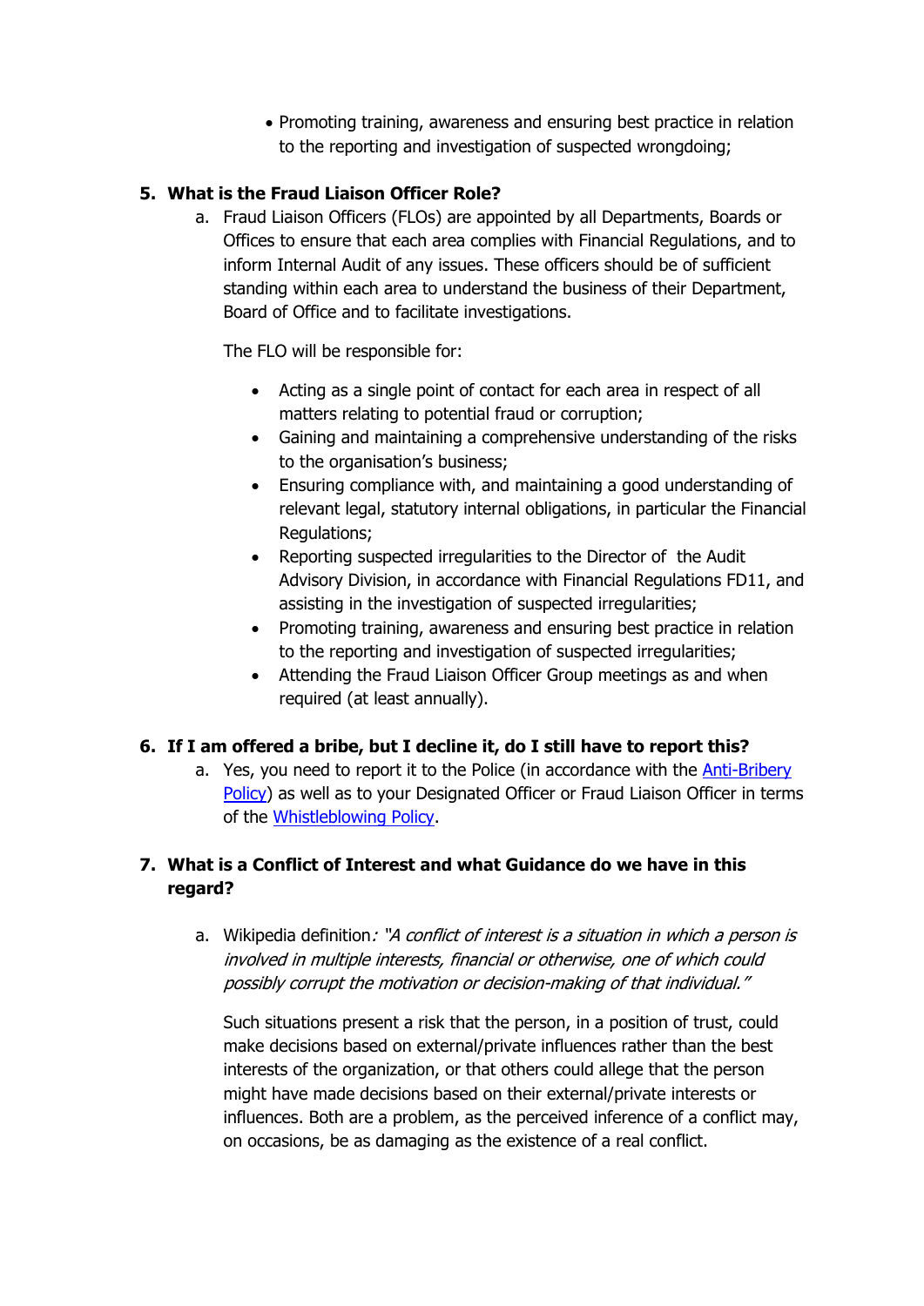- Promoting training, awareness and ensuring best practice in relation to the reporting and investigation of suspected wrongdoing;

**5. What is the Fraud Liaison Officer Role?**

a. Fraud Liaison Officers (FLOs) are appointed by all Departments, Boards or Offices to ensure that each area complies with Financial Regulations, and to inform Internal Audit of any issues. These officers should be of sufficient standing within each area to understand the business of their Department, Board of Office and to facilitate investigations.

The FLO will be responsible for:

- Acting as a single point of contact for each area in respect of all matters relating to potential fraud or corruption;
- Gaining and maintaining a comprehensive understanding of the risks to the organisation's business;
- Ensuring compliance with, and maintaining a good understanding of relevant legal, statutory internal obligations, in particular the Financial Regulations;
- Reporting suspected irregularities to the Director of the Audit Advisory Division, in accordance with Financial Regulations FD11, and assisting in the investigation of suspected irregularities;
- Promoting training, awareness and ensuring best practice in relation to the reporting and investigation of suspected irregularities;
- Attending the Fraud Liaison Officer Group meetings as and when required (at least annually).

**6. If I am offered a bribe, but I decline it, do I still have to report this?**

a. Yes, you need to report it to the Police (in accordance with the Anti-Bribery Policy) as well as to your Designated Officer or Fraud Liaison Officer in terms of the Whistleblowing Policy.

**7. What is a Conflict of Interest and what Guidance do we have in this regard?**

a. Wikipedia definition*: "A conflict of interest is a situation in which a person is involved in multiple interests, financial or otherwise, one of which could possibly corrupt the motivation or decision-making of that individual."*

Such situations present a risk that the person, in a position of trust, could make decisions based on external/private influences rather than the best interests of the organization, or that others could allege that the person might have made decisions based on their external/private interests or influences. Both are a problem, as the perceived inference of a conflict may, on occasions, be as damaging as the existence of a real conflict.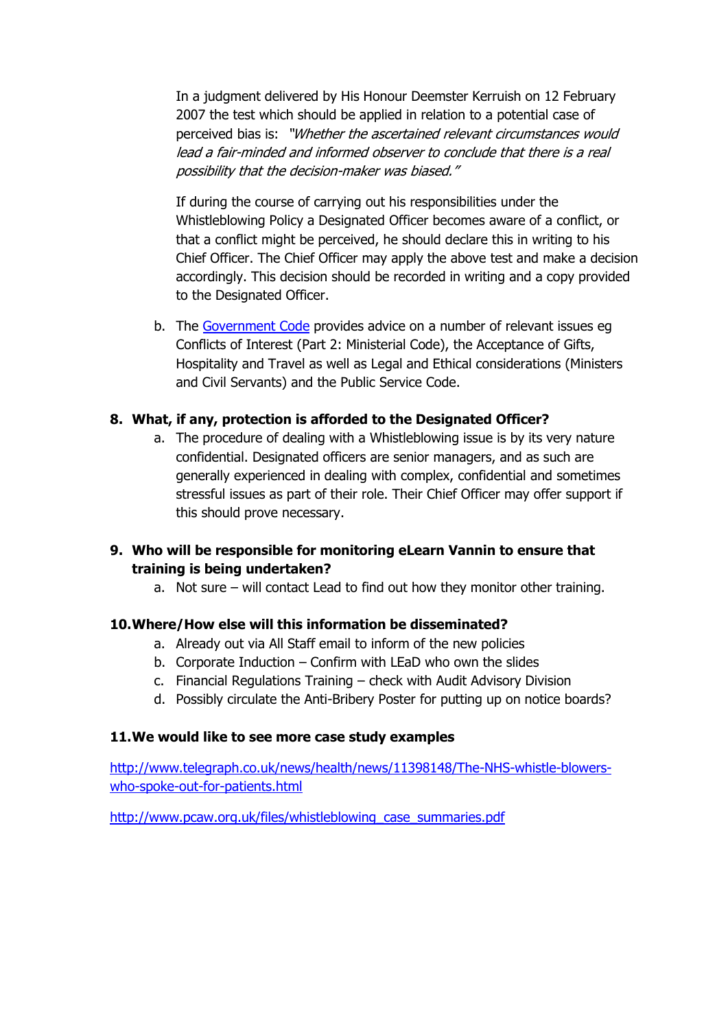In a judgment delivered by His Honour Deemster Kerruish on 12 February 2007 the test which should be applied in relation to a potential case of perceived bias is: *"Whether the ascertained relevant circumstances would lead a fair-minded and informed observer to conclude that there is a real possibility that the decision-maker was biased."*

If during the course of carrying out his responsibilities under the Whistleblowing Policy a Designated Officer becomes aware of a conflict, or that a conflict might be perceived, he should declare this in writing to his Chief Officer. The Chief Officer may apply the above test and make a decision accordingly. This decision should be recorded in writing and a copy provided to the Designated Officer.

b. The [Government Code]() provides advice on a number of relevant issues eg Conflicts of Interest (Part 2: Ministerial Code), the Acceptance of Gifts, Hospitality and Travel as well as Legal and Ethical considerations (Ministers and Civil Servants) and the Public Service Code.

**8. What, if any, protection is afforded to the Designated Officer?**

a. The procedure of dealing with a Whistleblowing issue is by its very nature confidential. Designated officers are senior managers, and as such are generally experienced in dealing with complex, confidential and sometimes stressful issues as part of their role. Their Chief Officer may offer support if this should prove necessary.

**9. Who will be responsible for monitoring eLearn Vannin to ensure that training is being undertaken?**

a. Not sure – will contact Lead to find out how they monitor other training.

**10. Where/How else will this information be disseminated?**

a. Already out via All Staff email to inform of the new policies
b. Corporate Induction – Confirm with LEaD who own the slides
c. Financial Regulations Training – check with Audit Advisory Division
d. Possibly circulate the Anti-Bribery Poster for putting up on notice boards?

**11. We would like to see more case study examples**

http://www.telegraph.co.uk/news/health/news/11398148/The-NHS-whistle-blowers-who-spoke-out-for-patients.html

http://www.pcaw.org.uk/files/whistleblowing_case_summaries.pdf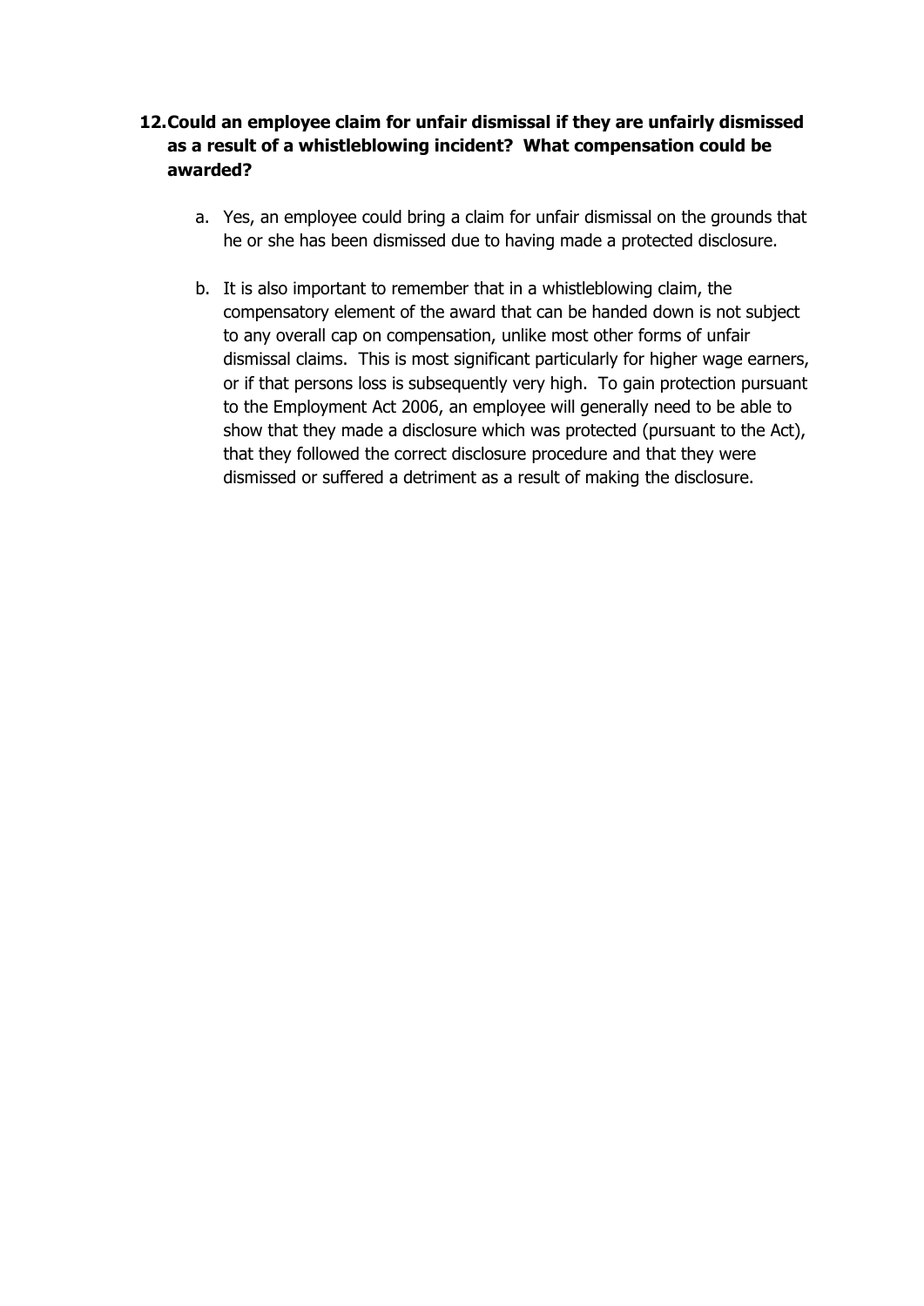**12. Could an employee claim for unfair dismissal if they are unfairly dismissed as a result of a whistleblowing incident? What compensation could be awarded?**

a. Yes, an employee could bring a claim for unfair dismissal on the grounds that he or she has been dismissed due to having made a protected disclosure.

b. It is also important to remember that in a whistleblowing claim, the compensatory element of the award that can be handed down is not subject to any overall cap on compensation, unlike most other forms of unfair dismissal claims. This is most significant particularly for higher wage earners, or if that persons loss is subsequently very high. To gain protection pursuant to the Employment Act 2006, an employee will generally need to be able to show that they made a disclosure which was protected (pursuant to the Act), that they followed the correct disclosure procedure and that they were dismissed or suffered a detriment as a result of making the disclosure.